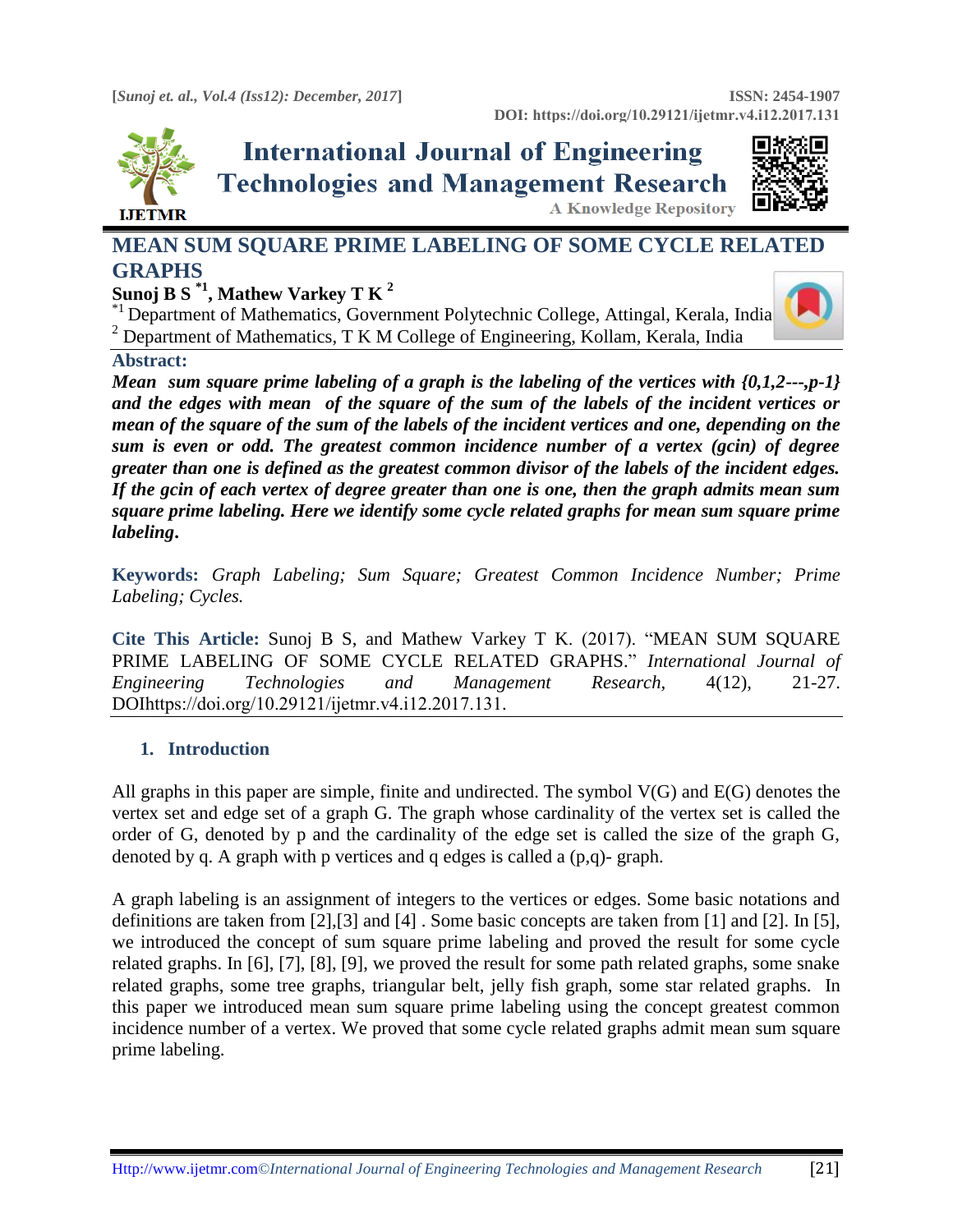# MEAN SUM SQUARE PRIME LABELING OF SOME CYCLE RELATED GRAPHS

**Sunoj B S [*1], Mathew Varkey T K [2]**

[*1] Department of Mathematics, Government Polytechnic College, Attingal, Kerala, India

[2] Department of Mathematics, T K M College of Engineering, Kollam, Kerala, India

## Abstract:

***Mean sum square prime labeling of a graph is the labeling of the vertices with {0,1,2---,p-1} and the edges with mean of the square of the sum of the labels of the incident vertices or mean of the square of the sum of the labels of the incident vertices and one, depending on the sum is even or odd. The greatest common incidence number of a vertex (gcin) of degree greater than one is defined as the greatest common divisor of the labels of the incident edges. If the gcin of each vertex of degree greater than one is one, then the graph admits mean sum square prime labeling. Here we identify some cycle related graphs for mean sum square prime labeling.***

**Keywords:** *Graph Labeling; Sum Square; Greatest Common Incidence Number; Prime Labeling; Cycles.*

**Cite This Article:** Sunoj B S, and Mathew Varkey T K. (2017). "MEAN SUM SQUARE PRIME LABELING OF SOME CYCLE RELATED GRAPHS." *International Journal of Engineering Technologies and Management Research,* 4(12), 21-27. DOIhttps://doi.org/10.29121/ijetmr.v4.i12.2017.131.

## 1. Introduction

All graphs in this paper are simple, finite and undirected. The symbol V(G) and E(G) denotes the vertex set and edge set of a graph G. The graph whose cardinality of the vertex set is called the order of G, denoted by p and the cardinality of the edge set is called the size of the graph G, denoted by q. A graph with p vertices and q edges is called a (p,q)- graph.

A graph labeling is an assignment of integers to the vertices or edges. Some basic notations and definitions are taken from [2],[3] and [4] . Some basic concepts are taken from [1] and [2]. In [5], we introduced the concept of sum square prime labeling and proved the result for some cycle related graphs. In [6], [7], [8], [9], we proved the result for some path related graphs, some snake related graphs, some tree graphs, triangular belt, jelly fish graph, some star related graphs. In this paper we introduced mean sum square prime labeling using the concept greatest common incidence number of a vertex. We proved that some cycle related graphs admit mean sum square prime labeling.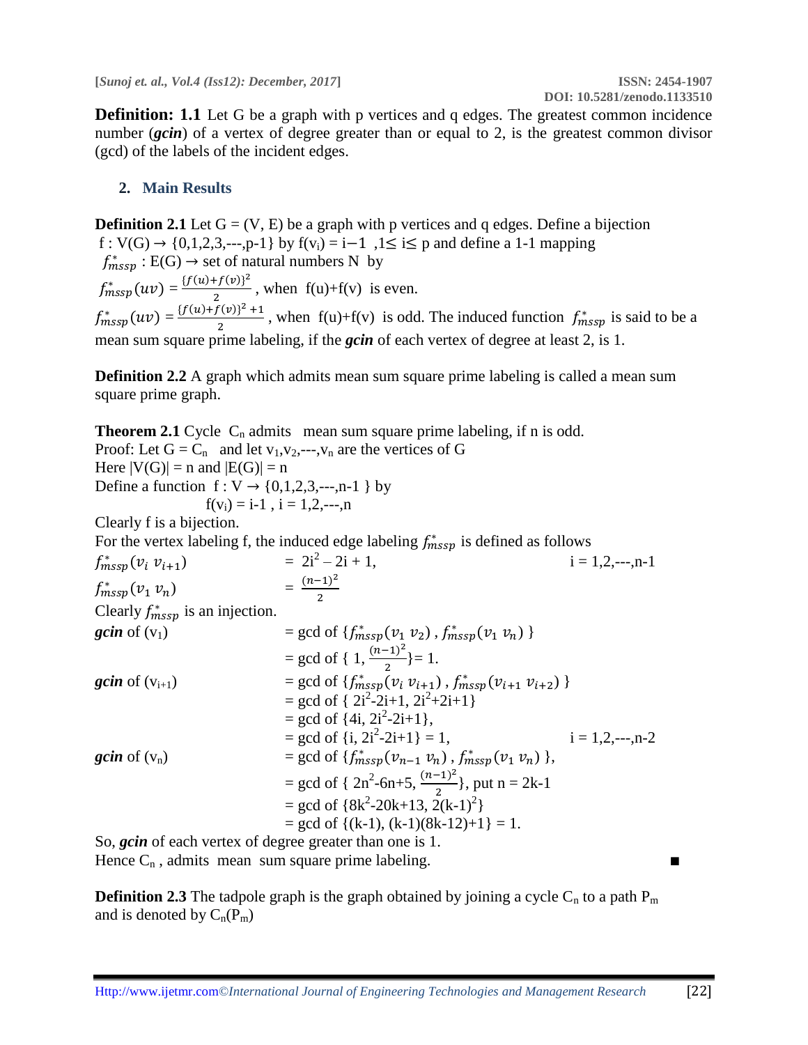**Definition: 1.1** Let G be a graph with p vertices and q edges. The greatest common incidence number (***gcin***) of a vertex of degree greater than or equal to 2, is the greatest common divisor (gcd) of the labels of the incident edges.

## 2. Main Results

**Definition 2.1** Let G = (V, E) be a graph with p vertices and q edges. Define a bijection $f : V(G) \rightarrow \{0,1,2,3,\text{---},p\text{-}1\}$ by $f(v_i) = i-1$ , $1 \leq i \leq p$ and define a 1-1 mapping $f^*_{mssp} : E(G) \rightarrow$ set of natural numbers N by

$f^*_{mssp}(uv) = \frac{\{f(u)+f(v)\}^2}{2}$, when f(u)+f(v) is even.

$f^*_{mssp}(uv) = \frac{\{f(u)+f(v)\}^2+1}{2}$, when f(u)+f(v) is odd. The induced function $f^*_{mssp}$ is said to be a mean sum square prime labeling, if the ***gcin*** of each vertex of degree at least 2, is 1.

**Definition 2.2** A graph which admits mean sum square prime labeling is called a mean sum square prime graph.

**Theorem 2.1** Cycle $C_n$ admits mean sum square prime labeling, if n is odd.

Proof: Let G = $C_n$ and let $v_1,v_2,\text{---},v_n$ are the vertices of G

Here $|V(G)| = n$ and $|E(G)| = n$

Define a function $f : V \rightarrow \{0,1,2,3,\text{---},n\text{-}1\}$ by

$f(v_i) = i\text{-}1$ , $i = 1,2,\text{---},n$

Clearly f is a bijection.

For the vertex labeling f, the induced edge labeling $f^*_{mssp}$ is defined as follows

$f^*_{mssp}(v_i\, v_{i+1}) = 2i^2 - 2i + 1$, $\quad i = 1,2,\text{---},n\text{-}1$

$f^*_{mssp}(v_1\, v_n) = \frac{(n-1)^2}{2}$

Clearly $f^*_{mssp}$ is an injection.

***gcin*** of $(v_1)$ = gcd of $\{f^*_{mssp}(v_1\, v_2), f^*_{mssp}(v_1\, v_n)\}$

= gcd of $\{1, \frac{(n-1)^2}{2}\} = 1$.

***gcin*** of $(v_{i+1})$ = gcd of $\{f^*_{mssp}(v_i\, v_{i+1}), f^*_{mssp}(v_{i+1}\, v_{i+2})\}$

= gcd of $\{2i^2\text{-}2i\text{+}1, 2i^2\text{+}2i\text{+}1\}$

= gcd of $\{4i, 2i^2\text{-}2i\text{+}1\}$,

= gcd of $\{i, 2i^2\text{-}2i\text{+}1\} = 1$, $\quad i = 1,2,\text{---},n\text{-}2$

***gcin*** of $(v_n)$ = gcd of $\{f^*_{mssp}(v_{n-1}\, v_n), f^*_{mssp}(v_1\, v_n)\}$,

= gcd of $\{2n^2\text{-}6n\text{+}5, \frac{(n-1)^2}{2}\}$, put n = 2k-1

= gcd of $\{8k^2\text{-}20k\text{+}13, 2(k\text{-}1)^2\}$

= gcd of $\{(k\text{-}1), (k\text{-}1)(8k\text{-}12)\text{+}1\} = 1$.

So, ***gcin*** of each vertex of degree greater than one is 1.

Hence $C_n$ , admits mean sum square prime labeling. ■

**Definition 2.3** The tadpole graph is the graph obtained by joining a cycle $C_n$ to a path $P_m$ and is denoted by $C_n(P_m)$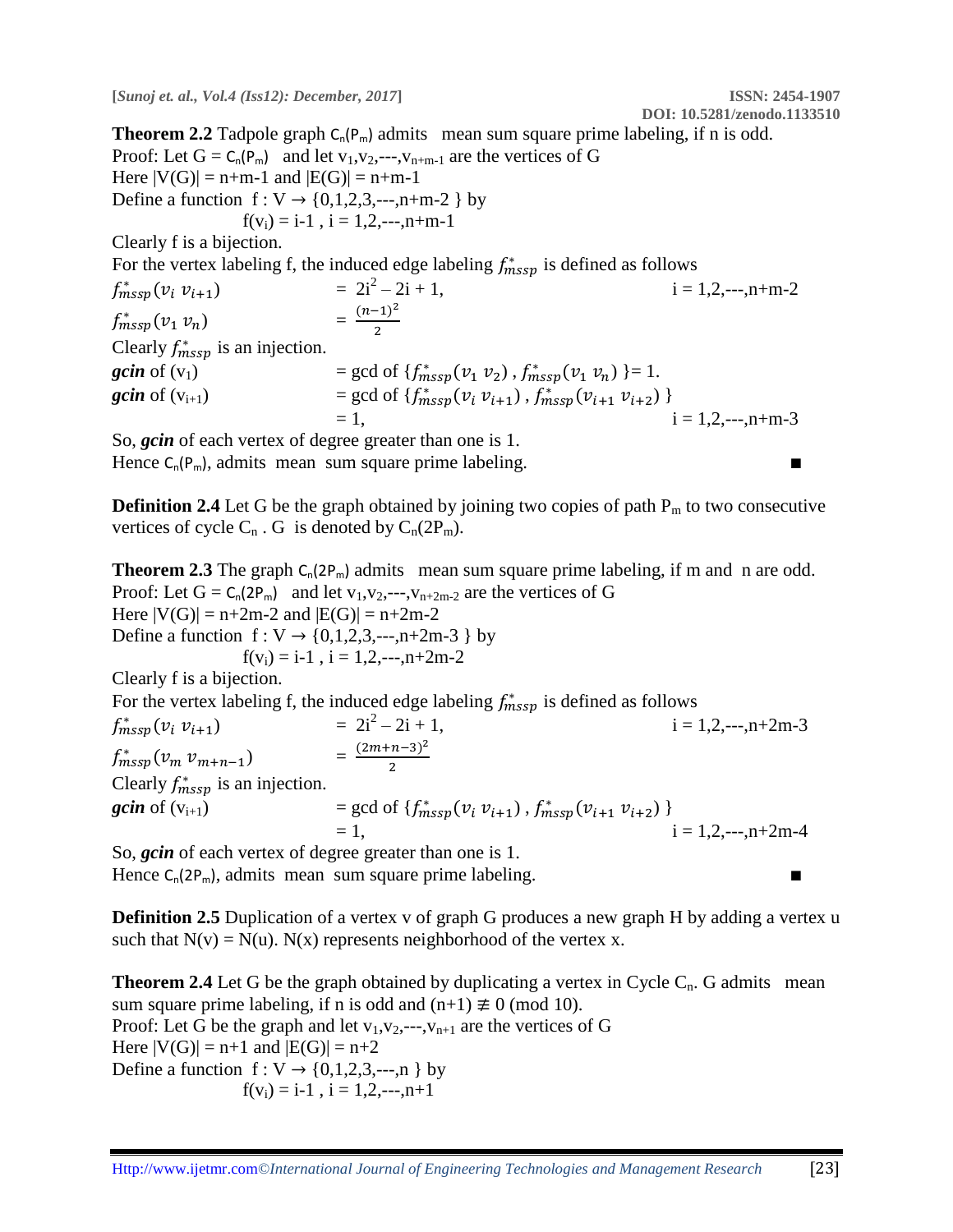**Theorem 2.2** Tadpole graph $C_n(P_m)$ admits mean sum square prime labeling, if n is odd.
Proof: Let G = $C_n(P_m)$ and let $v_1,v_2,---,v_{n+m-1}$ are the vertices of G
Here $|V(G)| = n+m-1$ and $|E(G)| = n+m-1$
Define a function $f : V \rightarrow \{0,1,2,3,---,n+m-2\}$ by

$f(v_i) = i-1$ , $i = 1,2,---,n+m-1$

Clearly f is a bijection.
For the vertex labeling f, the induced edge labeling $f^*_{mssp}$ is defined as follows

$f^*_{mssp}(v_i\ v_{i+1}) = 2i^2 - 2i + 1,$ $\quad i = 1,2,---,n+m-2$

$f^*_{mssp}(v_1\ v_n) = \frac{(n-1)^2}{2}$

Clearly $f^*_{mssp}$ is an injection.

***gcin*** of $(v_1)$ = gcd of $\{f^*_{mssp}(v_1\ v_2), f^*_{mssp}(v_1\ v_n)\}$= 1.

***gcin*** of $(v_{i+1})$ = gcd of $\{f^*_{mssp}(v_i\ v_{i+1}), f^*_{mssp}(v_{i+1}\ v_{i+2})\}$
= 1, $\quad i = 1,2,---,n+m-3$

So, ***gcin*** of each vertex of degree greater than one is 1.
Hence $C_n(P_m)$, admits mean sum square prime labeling. ■

**Definition 2.4** Let G be the graph obtained by joining two copies of path $P_m$ to two consecutive vertices of cycle $C_n$ . G is denoted by $C_n(2P_m)$.

**Theorem 2.3** The graph $C_n(2P_m)$ admits mean sum square prime labeling, if m and n are odd.
Proof: Let G = $C_n(2P_m)$ and let $v_1,v_2,---,v_{n+2m-2}$ are the vertices of G
Here $|V(G)| = n+2m-2$ and $|E(G)| = n+2m-2$
Define a function $f : V \rightarrow \{0,1,2,3,---,n+2m-3\}$ by

$f(v_i) = i-1$ , $i = 1,2,---,n+2m-2$

Clearly f is a bijection.
For the vertex labeling f, the induced edge labeling $f^*_{mssp}$ is defined as follows

$f^*_{mssp}(v_i\ v_{i+1}) = 2i^2 - 2i + 1,$ $\quad i = 1,2,---,n+2m-3$

$f^*_{mssp}(v_m\ v_{m+n-1}) = \frac{(2m+n-3)^2}{2}$

Clearly $f^*_{mssp}$ is an injection.

***gcin*** of $(v_{i+1})$ = gcd of $\{f^*_{mssp}(v_i\ v_{i+1}), f^*_{mssp}(v_{i+1}\ v_{i+2})\}$
= 1, $\quad i = 1,2,---,n+2m-4$

So, ***gcin*** of each vertex of degree greater than one is 1.
Hence $C_n(2P_m)$, admits mean sum square prime labeling. ■

**Definition 2.5** Duplication of a vertex v of graph G produces a new graph H by adding a vertex u such that N(v) = N(u). N(x) represents neighborhood of the vertex x.

**Theorem 2.4** Let G be the graph obtained by duplicating a vertex in Cycle $C_n$. G admits mean sum square prime labeling, if n is odd and $(n+1) \not\equiv 0 \pmod{10}$.
Proof: Let G be the graph and let $v_1,v_2,---,v_{n+1}$ are the vertices of G
Here $|V(G)| = n+1$ and $|E(G)| = n+2$
Define a function $f : V \rightarrow \{0,1,2,3,---,n\}$ by

$f(v_i) = i-1$ , $i = 1,2,---,n+1$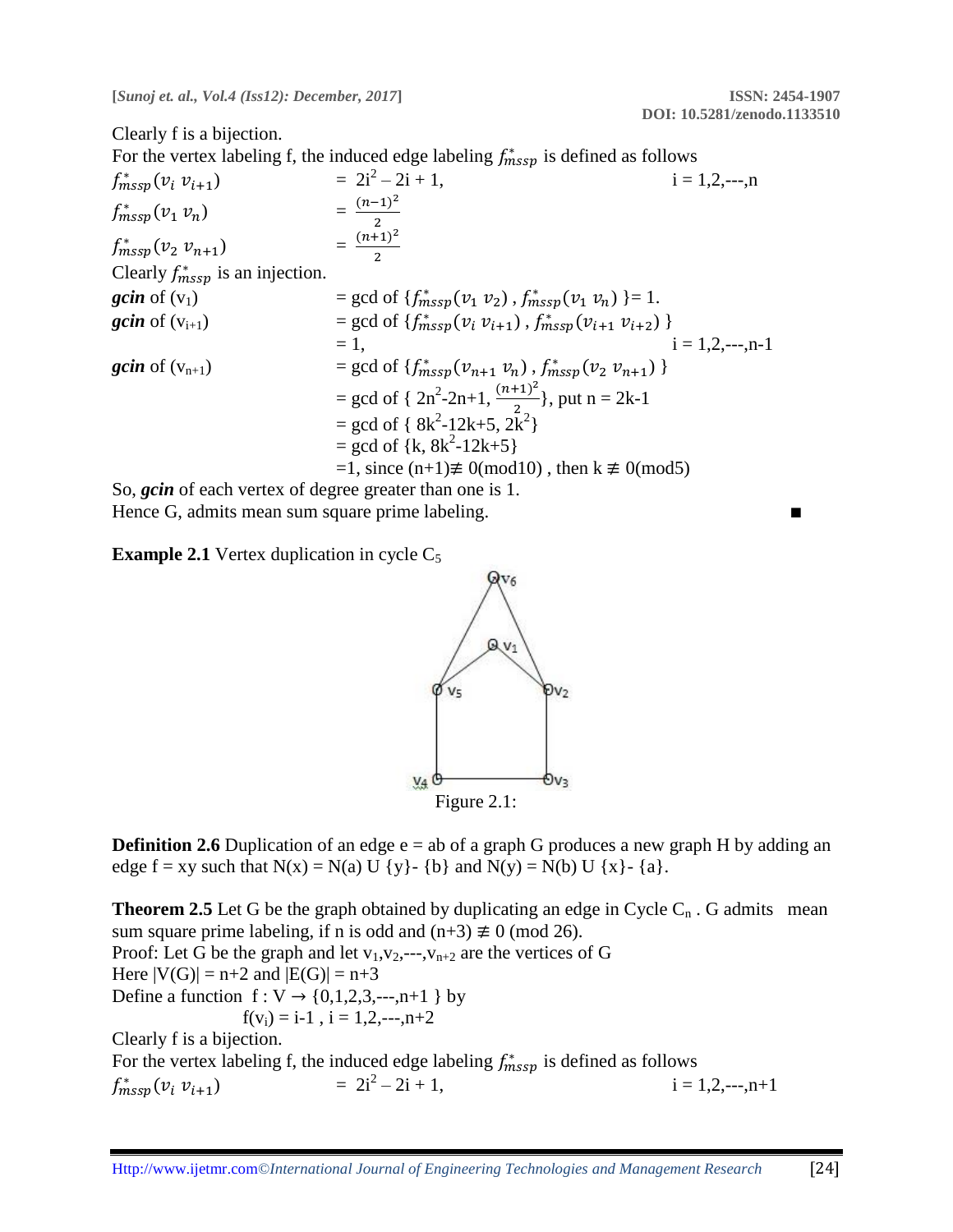Clearly f is a bijection.

For the vertex labeling f, the induced edge labeling $f^*_{mssp}$ is defined as follows

$f^*_{mssp}(v_i\ v_{i+1}) \quad = 2i^2 - 2i + 1, \qquad i = 1,2,\text{---},n$

$f^*_{mssp}(v_1\ v_n) \quad = \frac{(n-1)^2}{2}$

$f^*_{mssp}(v_2\ v_{n+1}) \quad = \frac{(n+1)^2}{2}$

Clearly $f^*_{mssp}$ is an injection.

***gcin*** of $(v_1)$ $= \gcd$ of $\{f^*_{mssp}(v_1\ v_2), f^*_{mssp}(v_1\ v_n)\} = 1.$

***gcin*** of $(v_{i+1})$ $= \gcd$ of $\{f^*_{mssp}(v_i\ v_{i+1}), f^*_{mssp}(v_{i+1}\ v_{i+2})\}$

$= 1, \qquad i = 1,2,\text{---},n-1$

***gcin*** of $(v_{n+1})$ $= \gcd$ of $\{f^*_{mssp}(v_{n+1}\ v_n), f^*_{mssp}(v_2\ v_{n+1})\}$

$= \gcd$ of $\{2n^2-2n+1, \frac{(n+1)^2}{2}\}$, put $n = 2k-1$

$= \gcd$ of $\{8k^2-12k+5, 2k^2\}$

$= \gcd$ of $\{k, 8k^2-12k+5\}$

$=1$, since $(n+1) \not\equiv 0 \pmod{10}$, then $k \not\equiv 0 \pmod 5$

So, ***gcin*** of each vertex of degree greater than one is 1.

Hence G, admits mean sum square prime labeling. ■

**Example 2.1** Vertex duplication in cycle $C_5$

Figure 2.1:

**Definition 2.6** Duplication of an edge e = ab of a graph G produces a new graph H by adding an edge f = xy such that $N(x) = N(a) \cup \{y\} - \{b\}$ and $N(y) = N(b) \cup \{x\} - \{a\}$.

**Theorem 2.5** Let G be the graph obtained by duplicating an edge in Cycle $C_n$ . G admits mean sum square prime labeling, if n is odd and $(n+3) \not\equiv 0 \pmod{26}$.

Proof: Let G be the graph and let $v_1,v_2,\text{---},v_{n+2}$ are the vertices of G

Here $|V(G)| = n+2$ and $|E(G)| = n+3$

Define a function $f : V \rightarrow \{0,1,2,3,\text{---},n+1\}$ by

$f(v_i) = i-1$ , $i = 1,2,\text{---},n+2$

Clearly f is a bijection.

For the vertex labeling f, the induced edge labeling $f^*_{mssp}$ is defined as follows

$f^*_{mssp}(v_i\ v_{i+1}) \quad = 2i^2 - 2i + 1, \qquad i = 1,2,\text{---},n+1$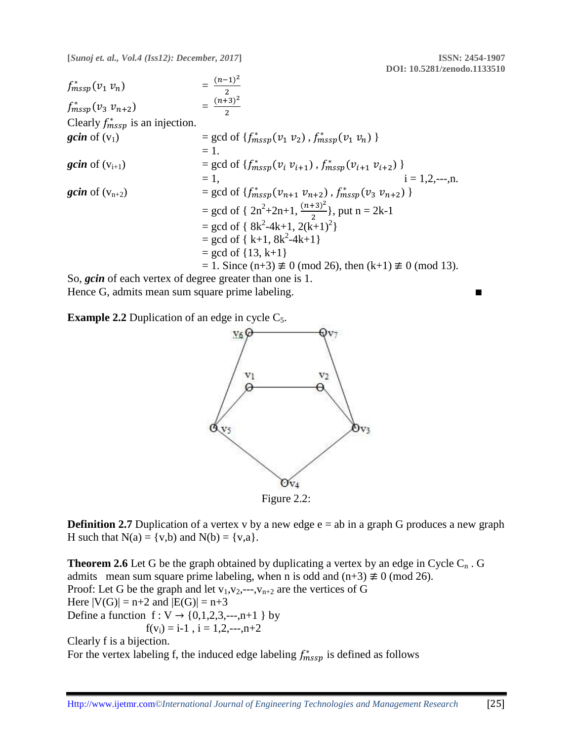$f_{mssp}^*(v_1\, v_n) \quad = \frac{(n-1)^2}{2}$

$f_{mssp}^*(v_3\, v_{n+2}) \quad = \frac{(n+3)^2}{2}$

Clearly $f_{mssp}^*$ is an injection.

***gcin*** of $(v_1)$ $= \text{gcd of } \{f_{mssp}^*(v_1\, v_2)\,,\, f_{mssp}^*(v_1\, v_n)\}$
$= 1.$

***gcin*** of $(v_{i+1})$ $= \text{gcd of } \{f_{mssp}^*(v_i\, v_{i+1})\,,\, f_{mssp}^*(v_{i+1}\, v_{i+2})\}$
$= 1,$ $\quad i = 1,2,\text{---},n.$

***gcin*** of $(v_{n+2})$ $= \text{gcd of } \{f_{mssp}^*(v_{n+1}\, v_{n+2})\,,\, f_{mssp}^*(v_3\, v_{n+2})\}$
$= \text{gcd of } \{ 2n^2+2n+1, \frac{(n+3)^2}{2}\}$, put $n = 2k-1$
$= \text{gcd of } \{ 8k^2-4k+1, 2(k+1)^2\}$
$= \text{gcd of } \{ k+1, 8k^2-4k+1\}$
$= \text{gcd of } \{13, k+1\}$
$= 1$. Since $(n+3) \not\equiv 0 \pmod{26}$, then $(k+1) \not\equiv 0 \pmod{13}$.

So, ***gcin*** of each vertex of degree greater than one is 1.

Hence G, admits mean sum square prime labeling. ∎

**Example 2.2** Duplication of an edge in cycle $C_5$.

Figure 2.2:

**Definition 2.7** Duplication of a vertex v by a new edge e = ab in a graph G produces a new graph H such that N(a) = {v,b) and N(b) = {v,a}.

**Theorem 2.6** Let G be the graph obtained by duplicating a vertex by an edge in Cycle $C_n$ . G admits mean sum square prime labeling, when n is odd and $(n+3) \not\equiv 0 \pmod{26}$.

Proof: Let G be the graph and let $v_1,v_2,\text{---},v_{n+2}$ are the vertices of G

Here $|V(G)| = n+2$ and $|E(G)| = n+3$

Define a function $f : V \rightarrow \{0,1,2,3,\text{---},n+1\}$ by

$$f(v_i) = i-1\;,\; i = 1,2,\text{---},n+2$$

Clearly f is a bijection.

For the vertex labeling f, the induced edge labeling $f_{mssp}^*$ is defined as follows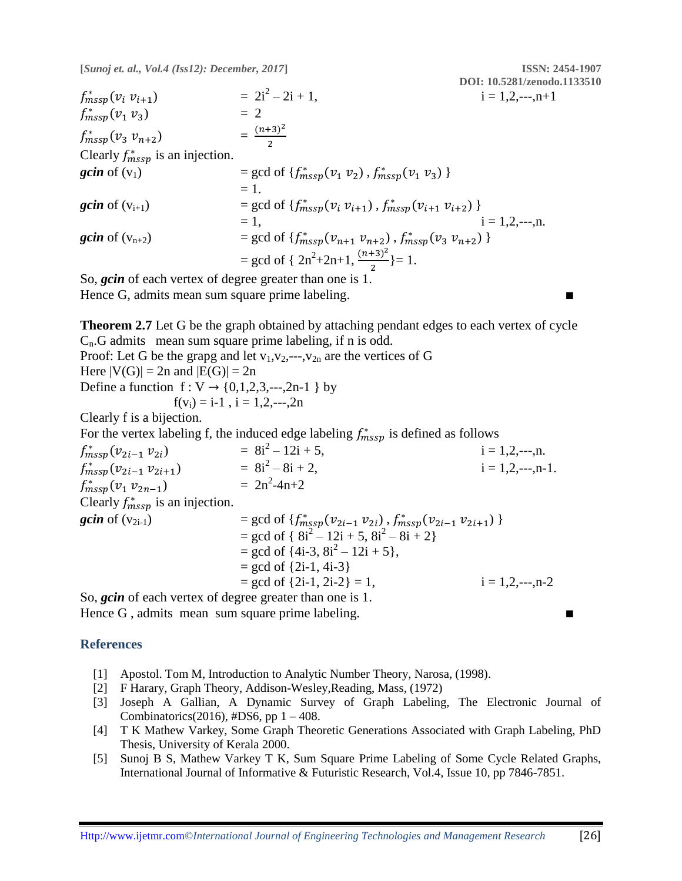$f^*_{mssp}(v_i\ v_{i+1})$ $= 2i^2 - 2i + 1$, $i = 1,2,\text{---},n+1$

$f^*_{mssp}(v_1\ v_3)$ $= 2$

$f^*_{mssp}(v_3\ v_{n+2})$ $= \frac{(n+3)^2}{2}$

Clearly $f^*_{mssp}$ is an injection.

***gcin*** of $(v_1)$ $=$ gcd of $\{f^*_{mssp}(v_1\ v_2), f^*_{mssp}(v_1\ v_3)\}$

$= 1.$

***gcin*** of $(v_{i+1})$ $=$ gcd of $\{f^*_{mssp}(v_i\ v_{i+1}), f^*_{mssp}(v_{i+1}\ v_{i+2})\}$

$= 1,$ $i = 1,2,\text{---},n.$

***gcin*** of $(v_{n+2})$ $=$ gcd of $\{f^*_{mssp}(v_{n+1}\ v_{n+2}), f^*_{mssp}(v_3\ v_{n+2})\}$

$=$ gcd of $\{2n^2+2n+1, \frac{(n+3)^2}{2}\} = 1.$

So, ***gcin*** of each vertex of degree greater than one is 1.

Hence G, admits mean sum square prime labeling. ■

**Theorem 2.7** Let G be the graph obtained by attaching pendant edges to each vertex of cycle $C_n$.G admits mean sum square prime labeling, if n is odd.

Proof: Let G be the grapg and let $v_1, v_2, \text{---}, v_{2n}$ are the vertices of G

Here $|V(G)| = 2n$ and $|E(G)| = 2n$

Define a function $f : V \rightarrow \{0,1,2,3,\text{---},2n-1\}$ by

$f(v_i) = i-1$ , $i = 1,2,\text{---},2n$

Clearly f is a bijection.

For the vertex labeling f, the induced edge labeling $f^*_{mssp}$ is defined as follows

$f^*_{mssp}(v_{2i-1}\ v_{2i})$ $= 8i^2 - 12i + 5$, $i = 1,2,\text{---},n.$

$f^*_{mssp}(v_{2i-1}\ v_{2i+1})$ $= 8i^2 - 8i + 2$, $i = 1,2,\text{---},n-1.$

$f^*_{mssp}(v_1\ v_{2n-1})$ $= 2n^2 - 4n + 2$

Clearly $f^*_{mssp}$ is an injection.

***gcin*** of $(v_{2i-1})$ $=$ gcd of $\{f^*_{mssp}(v_{2i-1}\ v_{2i}), f^*_{mssp}(v_{2i-1}\ v_{2i+1})\}$

$=$ gcd of $\{8i^2 - 12i + 5, 8i^2 - 8i + 2\}$

$=$ gcd of $\{4i-3, 8i^2 - 12i + 5\}$,

$=$ gcd of $\{2i-1, 4i-3\}$

$=$ gcd of $\{2i-1, 2i-2\} = 1$, $i = 1,2,\text{---},n-2$

So, ***gcin*** of each vertex of degree greater than one is 1.

Hence G , admits mean sum square prime labeling. ■

## References

[1] Apostol. Tom M, Introduction to Analytic Number Theory, Narosa, (1998).

[2] F Harary, Graph Theory, Addison-Wesley,Reading, Mass, (1972)

[3] Joseph A Gallian, A Dynamic Survey of Graph Labeling, The Electronic Journal of Combinatorics(2016), #DS6, pp 1 – 408.

[4] T K Mathew Varkey, Some Graph Theoretic Generations Associated with Graph Labeling, PhD Thesis, University of Kerala 2000.

[5] Sunoj B S, Mathew Varkey T K, Sum Square Prime Labeling of Some Cycle Related Graphs, International Journal of Informative & Futuristic Research, Vol.4, Issue 10, pp 7846-7851.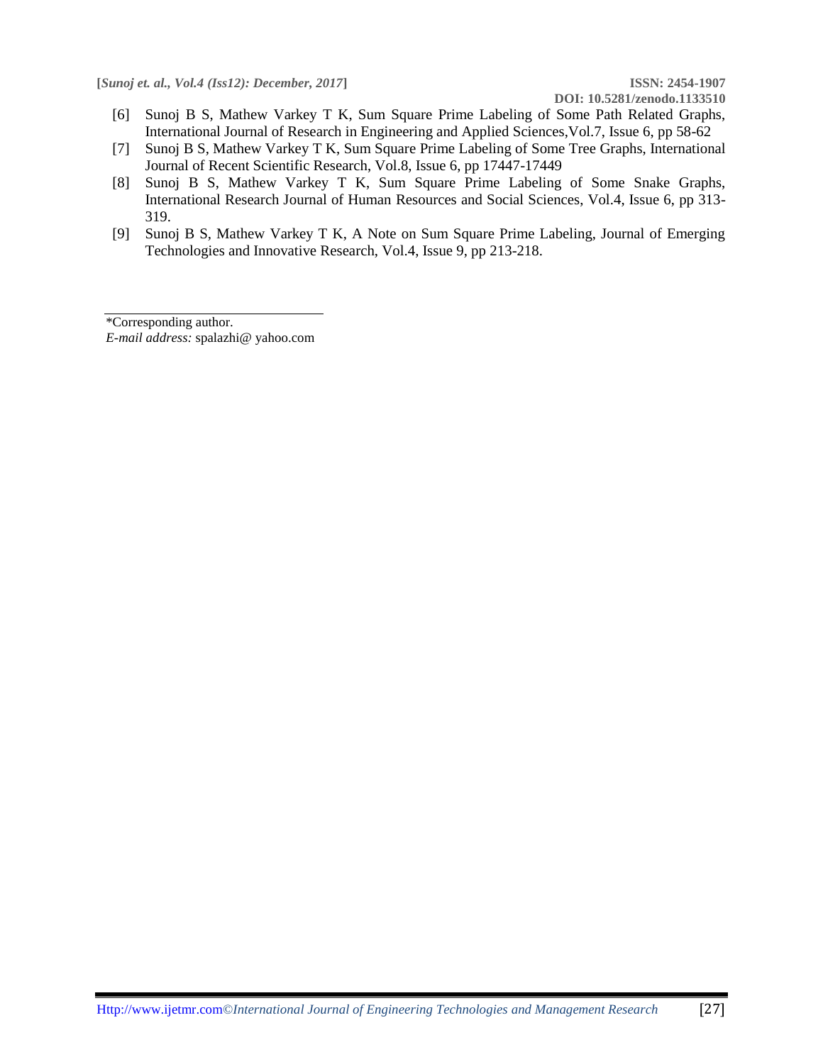[6] Sunoj B S, Mathew Varkey T K, Sum Square Prime Labeling of Some Path Related Graphs, International Journal of Research in Engineering and Applied Sciences,Vol.7, Issue 6, pp 58-62

[7] Sunoj B S, Mathew Varkey T K, Sum Square Prime Labeling of Some Tree Graphs, International Journal of Recent Scientific Research, Vol.8, Issue 6, pp 17447-17449

[8] Sunoj B S, Mathew Varkey T K, Sum Square Prime Labeling of Some Snake Graphs, International Research Journal of Human Resources and Social Sciences, Vol.4, Issue 6, pp 313-319.

[9] Sunoj B S, Mathew Varkey T K, A Note on Sum Square Prime Labeling, Journal of Emerging Technologies and Innovative Research, Vol.4, Issue 9, pp 213-218.

---

*Corresponding author.
*E-mail address:* spalazhi@ yahoo.com